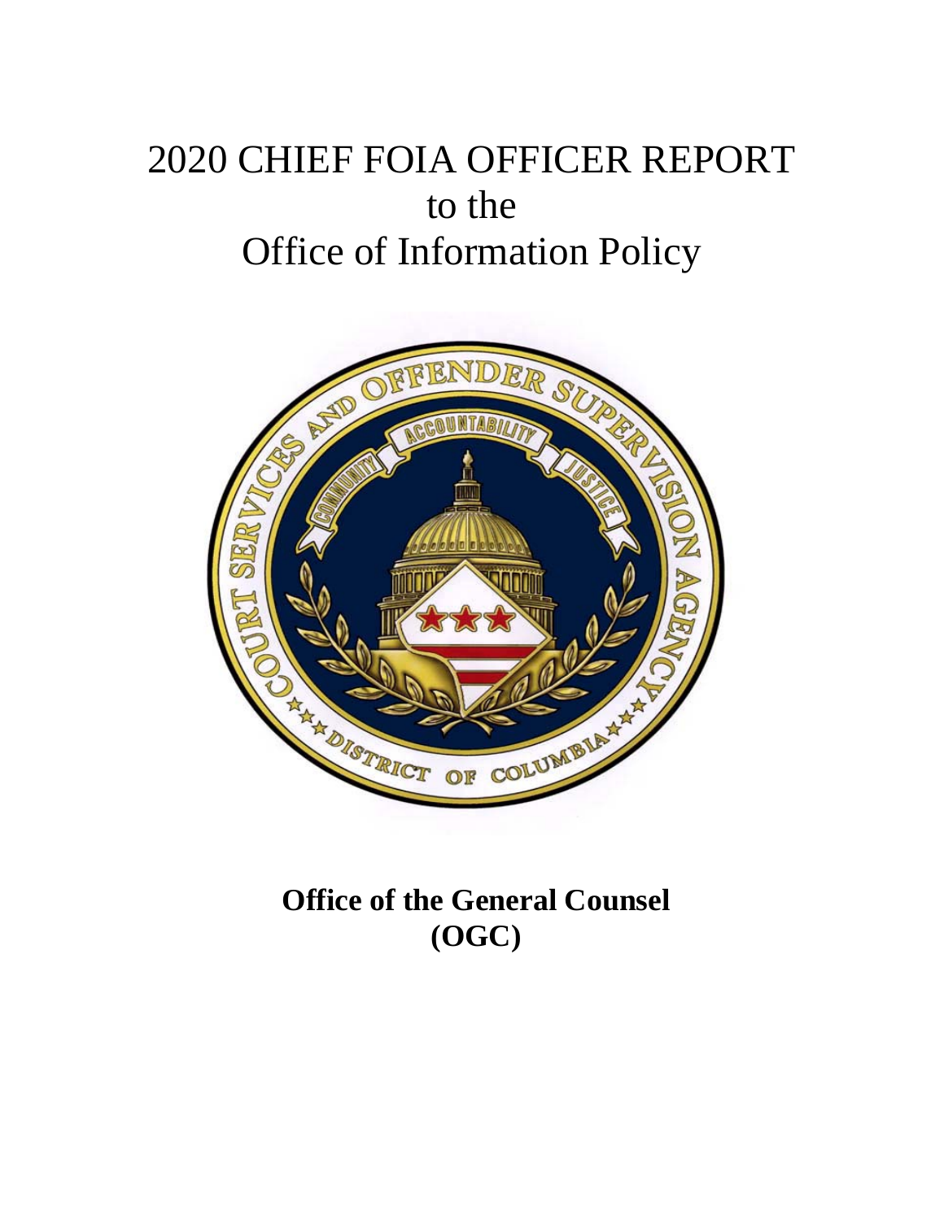# 2020 CHIEF FOIA OFFICER REPORT
# to the
# Office of Information Policy

**Office of the General Counsel (OGC)**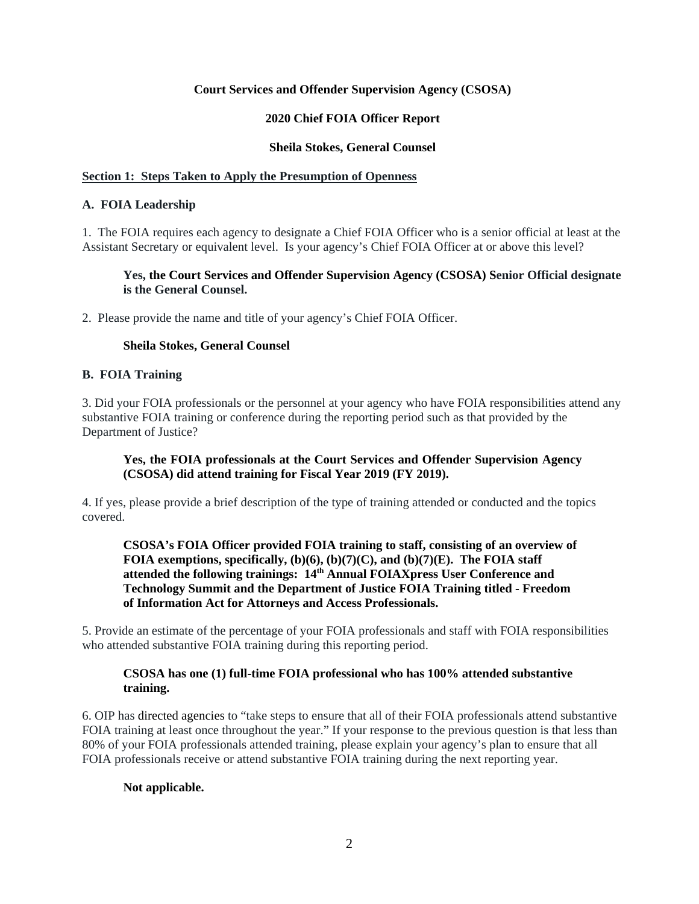**Court Services and Offender Supervision Agency (CSOSA)**

**2020 Chief FOIA Officer Report**

**Sheila Stokes, General Counsel**

## Section 1: Steps Taken to Apply the Presumption of Openness

### A. FOIA Leadership

1. The FOIA requires each agency to designate a Chief FOIA Officer who is a senior official at least at the Assistant Secretary or equivalent level. Is your agency's Chief FOIA Officer at or above this level?

> **Yes, the Court Services and Offender Supervision Agency (CSOSA) Senior Official designate is the General Counsel.**

2. Please provide the name and title of your agency's Chief FOIA Officer.

> **Sheila Stokes, General Counsel**

### B. FOIA Training

3. Did your FOIA professionals or the personnel at your agency who have FOIA responsibilities attend any substantive FOIA training or conference during the reporting period such as that provided by the Department of Justice?

> **Yes, the FOIA professionals at the Court Services and Offender Supervision Agency (CSOSA) did attend training for Fiscal Year 2019 (FY 2019).**

4. If yes, please provide a brief description of the type of training attended or conducted and the topics covered.

> **CSOSA's FOIA Officer provided FOIA training to staff, consisting of an overview of FOIA exemptions, specifically, (b)(6), (b)(7)(C), and (b)(7)(E). The FOIA staff attended the following trainings: 14th Annual FOIAXpress User Conference and Technology Summit and the Department of Justice FOIA Training titled - Freedom of Information Act for Attorneys and Access Professionals.**

5. Provide an estimate of the percentage of your FOIA professionals and staff with FOIA responsibilities who attended substantive FOIA training during this reporting period.

> **CSOSA has one (1) full-time FOIA professional who has 100% attended substantive training.**

6. OIP has directed agencies to "take steps to ensure that all of their FOIA professionals attend substantive FOIA training at least once throughout the year." If your response to the previous question is that less than 80% of your FOIA professionals attended training, please explain your agency's plan to ensure that all FOIA professionals receive or attend substantive FOIA training during the next reporting year.

> **Not applicable.**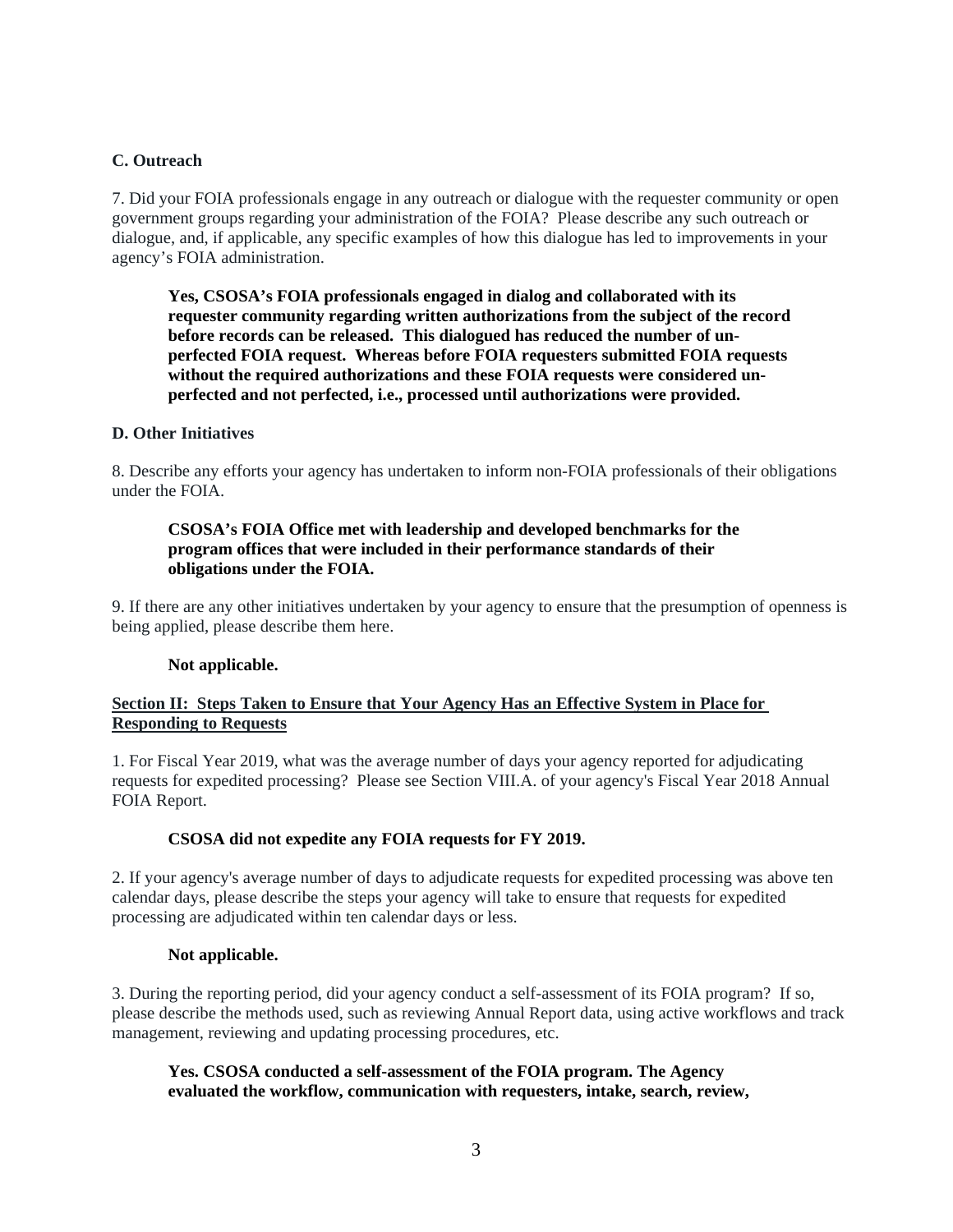**C. Outreach**

7. Did your FOIA professionals engage in any outreach or dialogue with the requester community or open government groups regarding your administration of the FOIA? Please describe any such outreach or dialogue, and, if applicable, any specific examples of how this dialogue has led to improvements in your agency's FOIA administration.

> **Yes, CSOSA's FOIA professionals engaged in dialog and collaborated with its requester community regarding written authorizations from the subject of the record before records can be released. This dialogued has reduced the number of un-perfected FOIA request. Whereas before FOIA requesters submitted FOIA requests without the required authorizations and these FOIA requests were considered un-perfected and not perfected, i.e., processed until authorizations were provided.**

**D. Other Initiatives**

8. Describe any efforts your agency has undertaken to inform non-FOIA professionals of their obligations under the FOIA.

> **CSOSA's FOIA Office met with leadership and developed benchmarks for the program offices that were included in their performance standards of their obligations under the FOIA.**

9. If there are any other initiatives undertaken by your agency to ensure that the presumption of openness is being applied, please describe them here.

> **Not applicable.**

**Section II: Steps Taken to Ensure that Your Agency Has an Effective System in Place for Responding to Requests**

1. For Fiscal Year 2019, what was the average number of days your agency reported for adjudicating requests for expedited processing? Please see Section VIII.A. of your agency's Fiscal Year 2018 Annual FOIA Report.

> **CSOSA did not expedite any FOIA requests for FY 2019.**

2. If your agency's average number of days to adjudicate requests for expedited processing was above ten calendar days, please describe the steps your agency will take to ensure that requests for expedited processing are adjudicated within ten calendar days or less.

> **Not applicable.**

3. During the reporting period, did your agency conduct a self-assessment of its FOIA program? If so, please describe the methods used, such as reviewing Annual Report data, using active workflows and track management, reviewing and updating processing procedures, etc.

> **Yes. CSOSA conducted a self-assessment of the FOIA program. The Agency evaluated the workflow, communication with requesters, intake, search, review,**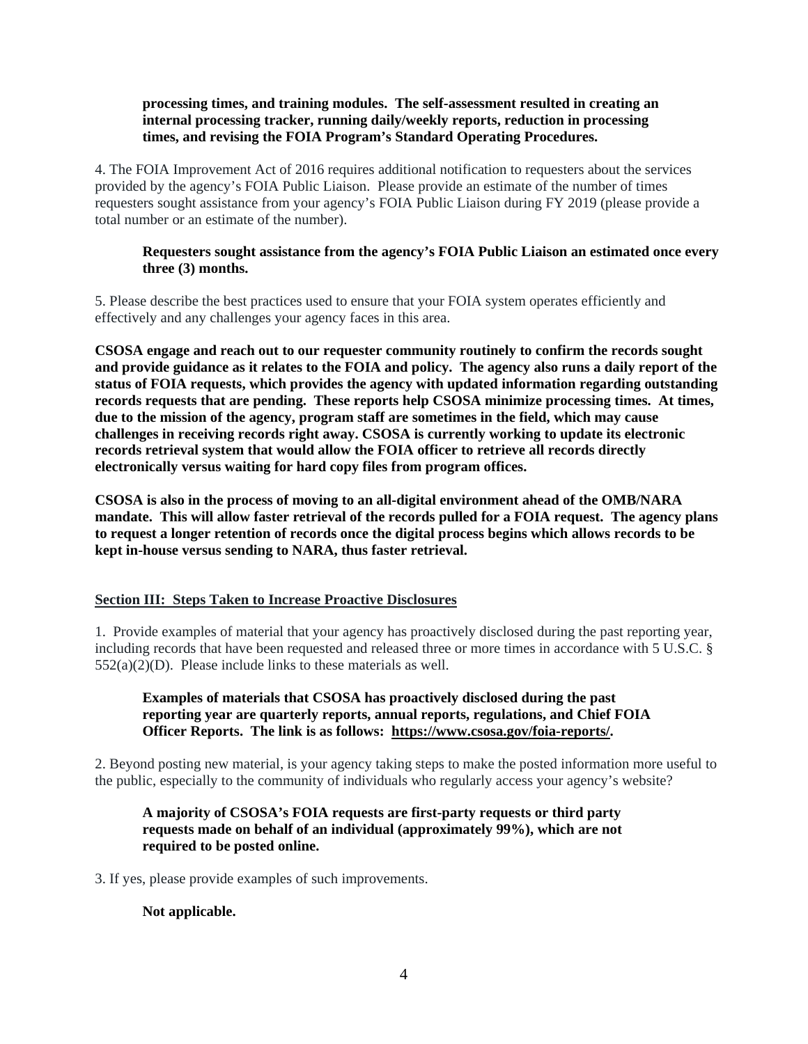**processing times, and training modules. The self-assessment resulted in creating an internal processing tracker, running daily/weekly reports, reduction in processing times, and revising the FOIA Program's Standard Operating Procedures.**

4. The FOIA Improvement Act of 2016 requires additional notification to requesters about the services provided by the agency's FOIA Public Liaison. Please provide an estimate of the number of times requesters sought assistance from your agency's FOIA Public Liaison during FY 2019 (please provide a total number or an estimate of the number).

**Requesters sought assistance from the agency's FOIA Public Liaison an estimated once every three (3) months.**

5. Please describe the best practices used to ensure that your FOIA system operates efficiently and effectively and any challenges your agency faces in this area.

**CSOSA engage and reach out to our requester community routinely to confirm the records sought and provide guidance as it relates to the FOIA and policy. The agency also runs a daily report of the status of FOIA requests, which provides the agency with updated information regarding outstanding records requests that are pending. These reports help CSOSA minimize processing times. At times, due to the mission of the agency, program staff are sometimes in the field, which may cause challenges in receiving records right away. CSOSA is currently working to update its electronic records retrieval system that would allow the FOIA officer to retrieve all records directly electronically versus waiting for hard copy files from program offices.**

**CSOSA is also in the process of moving to an all-digital environment ahead of the OMB/NARA mandate. This will allow faster retrieval of the records pulled for a FOIA request. The agency plans to request a longer retention of records once the digital process begins which allows records to be kept in-house versus sending to NARA, thus faster retrieval.**

## Section III: Steps Taken to Increase Proactive Disclosures

1. Provide examples of material that your agency has proactively disclosed during the past reporting year, including records that have been requested and released three or more times in accordance with 5 U.S.C. § 552(a)(2)(D). Please include links to these materials as well.

**Examples of materials that CSOSA has proactively disclosed during the past reporting year are quarterly reports, annual reports, regulations, and Chief FOIA Officer Reports. The link is as follows: https://www.csosa.gov/foia-reports/.**

2. Beyond posting new material, is your agency taking steps to make the posted information more useful to the public, especially to the community of individuals who regularly access your agency's website?

**A majority of CSOSA's FOIA requests are first-party requests or third party requests made on behalf of an individual (approximately 99%), which are not required to be posted online.**

3. If yes, please provide examples of such improvements.

**Not applicable.**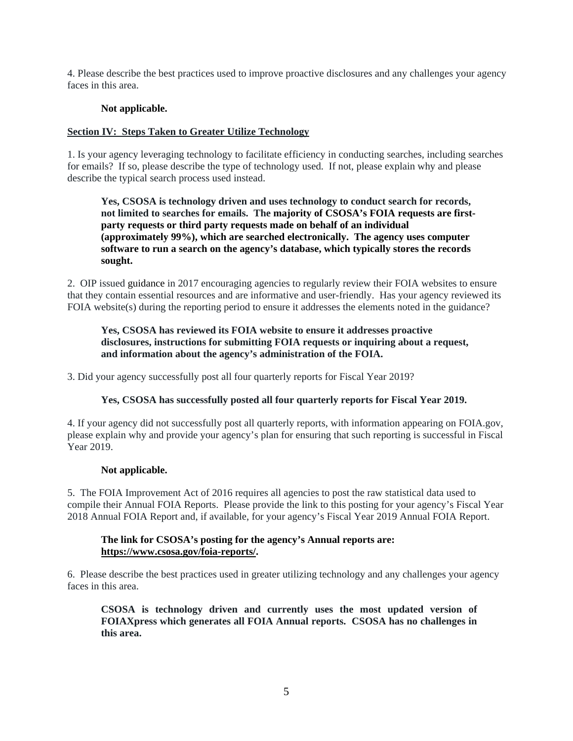4. Please describe the best practices used to improve proactive disclosures and any challenges your agency faces in this area.

**Not applicable.**

**Section IV: Steps Taken to Greater Utilize Technology**

1. Is your agency leveraging technology to facilitate efficiency in conducting searches, including searches for emails? If so, please describe the type of technology used. If not, please explain why and please describe the typical search process used instead.

**Yes, CSOSA is technology driven and uses technology to conduct search for records, not limited to searches for emails. The majority of CSOSA's FOIA requests are first-party requests or third party requests made on behalf of an individual (approximately 99%), which are searched electronically. The agency uses computer software to run a search on the agency's database, which typically stores the records sought.**

2. OIP issued guidance in 2017 encouraging agencies to regularly review their FOIA websites to ensure that they contain essential resources and are informative and user-friendly. Has your agency reviewed its FOIA website(s) during the reporting period to ensure it addresses the elements noted in the guidance?

**Yes, CSOSA has reviewed its FOIA website to ensure it addresses proactive disclosures, instructions for submitting FOIA requests or inquiring about a request, and information about the agency's administration of the FOIA.**

3. Did your agency successfully post all four quarterly reports for Fiscal Year 2019?

**Yes, CSOSA has successfully posted all four quarterly reports for Fiscal Year 2019.**

4. If your agency did not successfully post all quarterly reports, with information appearing on FOIA.gov, please explain why and provide your agency's plan for ensuring that such reporting is successful in Fiscal Year 2019.

**Not applicable.**

5. The FOIA Improvement Act of 2016 requires all agencies to post the raw statistical data used to compile their Annual FOIA Reports. Please provide the link to this posting for your agency's Fiscal Year 2018 Annual FOIA Report and, if available, for your agency's Fiscal Year 2019 Annual FOIA Report.

**The link for CSOSA's posting for the agency's Annual reports are: https://www.csosa.gov/foia-reports/.**

6. Please describe the best practices used in greater utilizing technology and any challenges your agency faces in this area.

**CSOSA is technology driven and currently uses the most updated version of FOIAXpress which generates all FOIA Annual reports. CSOSA has no challenges in this area.**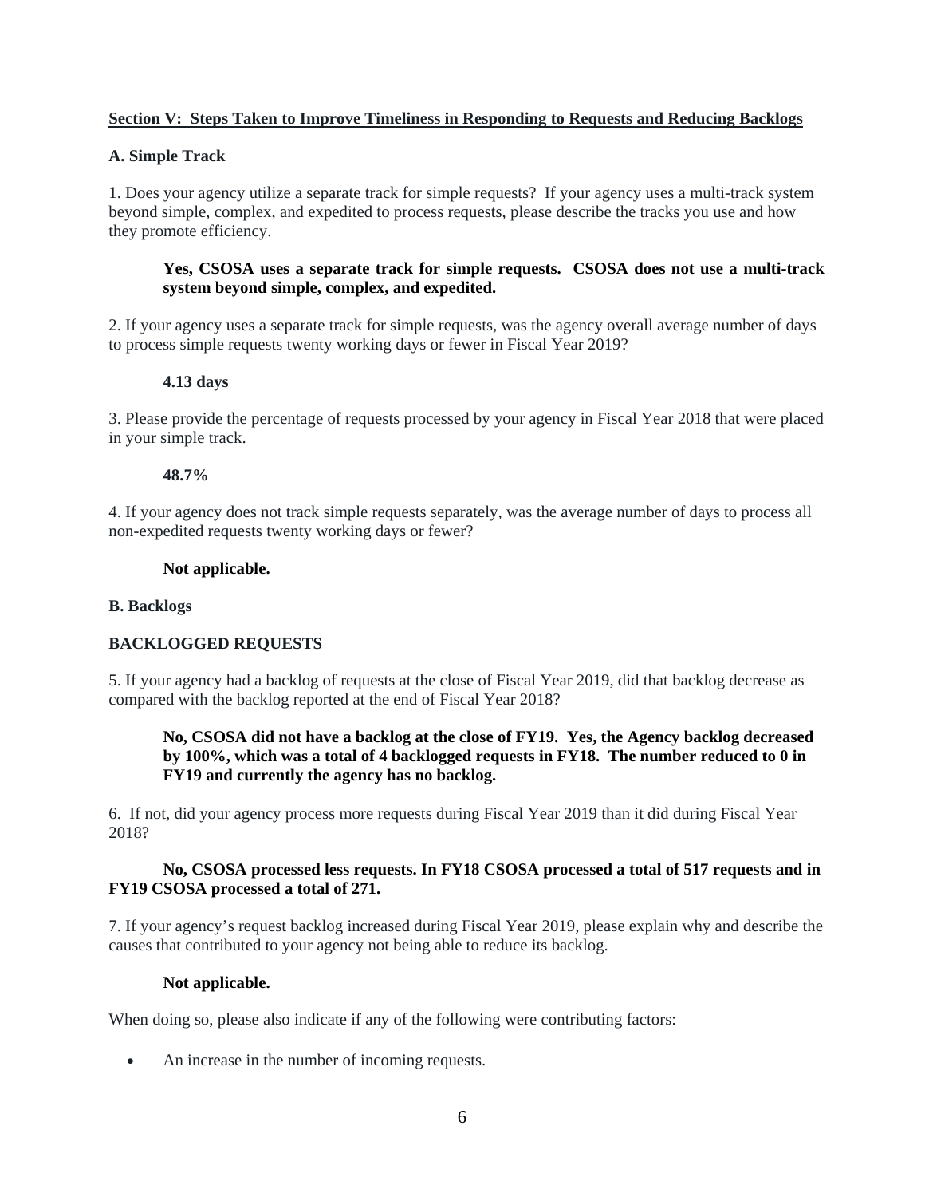## Section V: Steps Taken to Improve Timeliness in Responding to Requests and Reducing Backlogs

### A. Simple Track

1. Does your agency utilize a separate track for simple requests? If your agency uses a multi-track system beyond simple, complex, and expedited to process requests, please describe the tracks you use and how they promote efficiency.

> **Yes, CSOSA uses a separate track for simple requests. CSOSA does not use a multi-track system beyond simple, complex, and expedited.**

2. If your agency uses a separate track for simple requests, was the agency overall average number of days to process simple requests twenty working days or fewer in Fiscal Year 2019?

> **4.13 days**

3. Please provide the percentage of requests processed by your agency in Fiscal Year 2018 that were placed in your simple track.

> **48.7%**

4. If your agency does not track simple requests separately, was the average number of days to process all non-expedited requests twenty working days or fewer?

> **Not applicable.**

### B. Backlogs

**BACKLOGGED REQUESTS**

5. If your agency had a backlog of requests at the close of Fiscal Year 2019, did that backlog decrease as compared with the backlog reported at the end of Fiscal Year 2018?

> **No, CSOSA did not have a backlog at the close of FY19. Yes, the Agency backlog decreased by 100%, which was a total of 4 backlogged requests in FY18. The number reduced to 0 in FY19 and currently the agency has no backlog.**

6. If not, did your agency process more requests during Fiscal Year 2019 than it did during Fiscal Year 2018?

> **No, CSOSA processed less requests. In FY18 CSOSA processed a total of 517 requests and in FY19 CSOSA processed a total of 271.**

7. If your agency's request backlog increased during Fiscal Year 2019, please explain why and describe the causes that contributed to your agency not being able to reduce its backlog.

> **Not applicable.**

When doing so, please also indicate if any of the following were contributing factors:

- An increase in the number of incoming requests.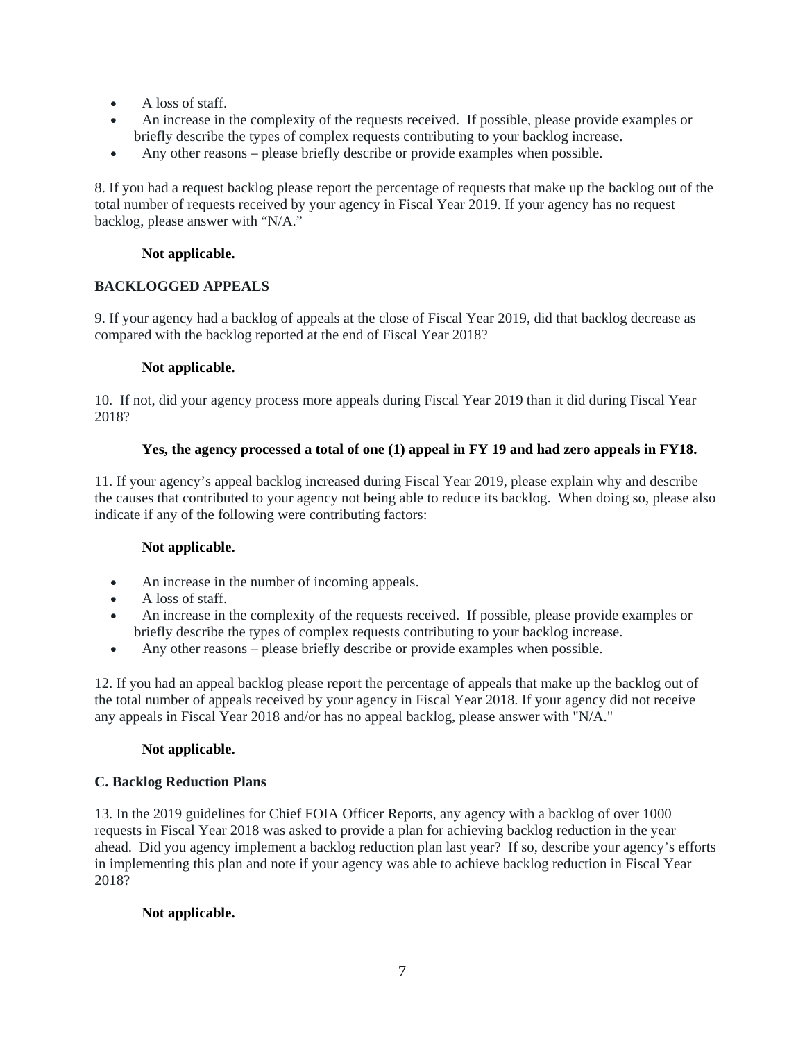- A loss of staff.
- An increase in the complexity of the requests received. If possible, please provide examples or briefly describe the types of complex requests contributing to your backlog increase.
- Any other reasons – please briefly describe or provide examples when possible.

8. If you had a request backlog please report the percentage of requests that make up the backlog out of the total number of requests received by your agency in Fiscal Year 2019. If your agency has no request backlog, please answer with "N/A."

**Not applicable.**

**BACKLOGGED APPEALS**

9. If your agency had a backlog of appeals at the close of Fiscal Year 2019, did that backlog decrease as compared with the backlog reported at the end of Fiscal Year 2018?

**Not applicable.**

10. If not, did your agency process more appeals during Fiscal Year 2019 than it did during Fiscal Year 2018?

**Yes, the agency processed a total of one (1) appeal in FY 19 and had zero appeals in FY18.**

11. If your agency's appeal backlog increased during Fiscal Year 2019, please explain why and describe the causes that contributed to your agency not being able to reduce its backlog. When doing so, please also indicate if any of the following were contributing factors:

**Not applicable.**

- An increase in the number of incoming appeals.
- A loss of staff.
- An increase in the complexity of the requests received. If possible, please provide examples or briefly describe the types of complex requests contributing to your backlog increase.
- Any other reasons – please briefly describe or provide examples when possible.

12. If you had an appeal backlog please report the percentage of appeals that make up the backlog out of the total number of appeals received by your agency in Fiscal Year 2018. If your agency did not receive any appeals in Fiscal Year 2018 and/or has no appeal backlog, please answer with "N/A."

**Not applicable.**

**C. Backlog Reduction Plans**

13. In the 2019 guidelines for Chief FOIA Officer Reports, any agency with a backlog of over 1000 requests in Fiscal Year 2018 was asked to provide a plan for achieving backlog reduction in the year ahead. Did you agency implement a backlog reduction plan last year? If so, describe your agency's efforts in implementing this plan and note if your agency was able to achieve backlog reduction in Fiscal Year 2018?

**Not applicable.**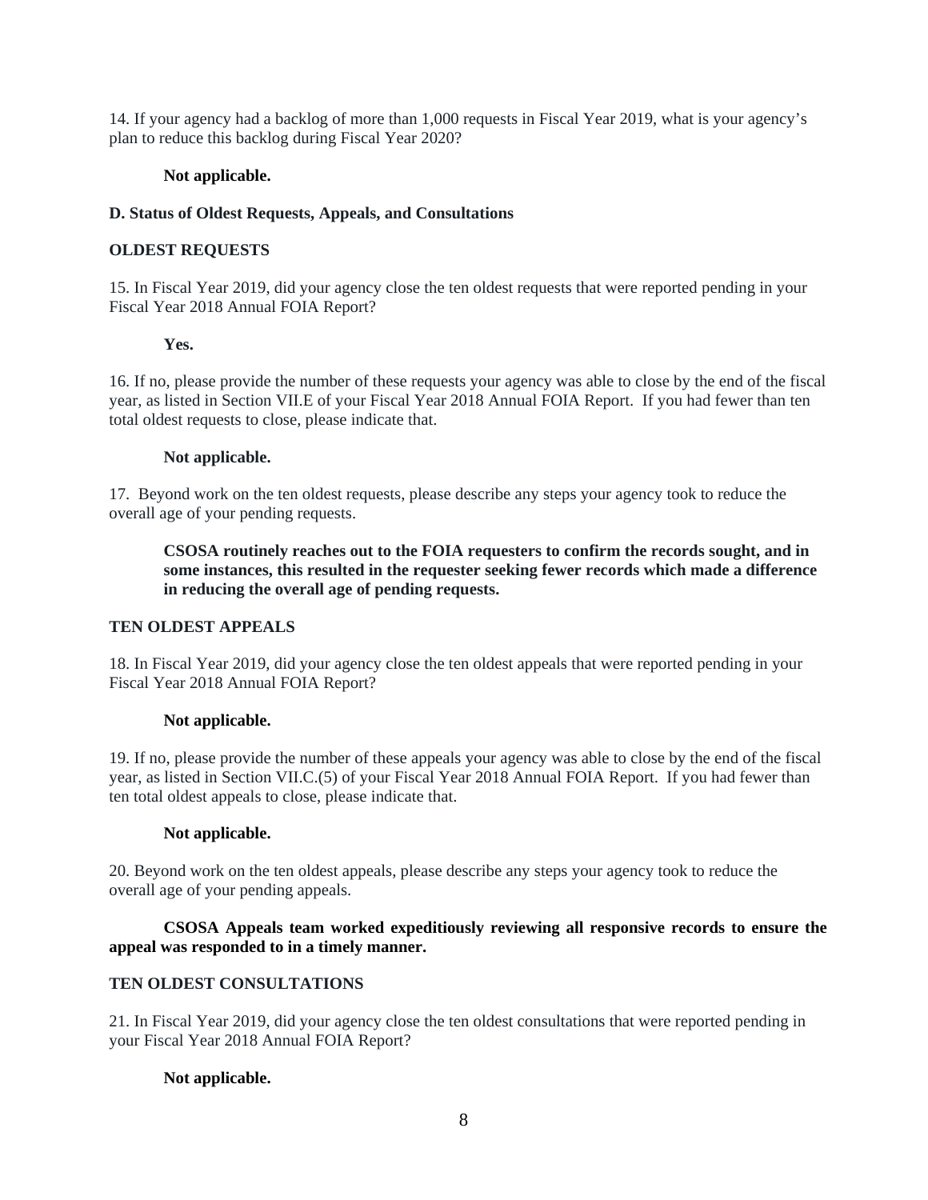14. If your agency had a backlog of more than 1,000 requests in Fiscal Year 2019, what is your agency's plan to reduce this backlog during Fiscal Year 2020?

**Not applicable.**

**D. Status of Oldest Requests, Appeals, and Consultations**

**OLDEST REQUESTS**

15. In Fiscal Year 2019, did your agency close the ten oldest requests that were reported pending in your Fiscal Year 2018 Annual FOIA Report?

**Yes.**

16. If no, please provide the number of these requests your agency was able to close by the end of the fiscal year, as listed in Section VII.E of your Fiscal Year 2018 Annual FOIA Report. If you had fewer than ten total oldest requests to close, please indicate that.

**Not applicable.**

17. Beyond work on the ten oldest requests, please describe any steps your agency took to reduce the overall age of your pending requests.

**CSOSA routinely reaches out to the FOIA requesters to confirm the records sought, and in some instances, this resulted in the requester seeking fewer records which made a difference in reducing the overall age of pending requests.**

**TEN OLDEST APPEALS**

18. In Fiscal Year 2019, did your agency close the ten oldest appeals that were reported pending in your Fiscal Year 2018 Annual FOIA Report?

**Not applicable.**

19. If no, please provide the number of these appeals your agency was able to close by the end of the fiscal year, as listed in Section VII.C.(5) of your Fiscal Year 2018 Annual FOIA Report. If you had fewer than ten total oldest appeals to close, please indicate that.

**Not applicable.**

20. Beyond work on the ten oldest appeals, please describe any steps your agency took to reduce the overall age of your pending appeals.

**CSOSA Appeals team worked expeditiously reviewing all responsive records to ensure the appeal was responded to in a timely manner.**

**TEN OLDEST CONSULTATIONS**

21. In Fiscal Year 2019, did your agency close the ten oldest consultations that were reported pending in your Fiscal Year 2018 Annual FOIA Report?

**Not applicable.**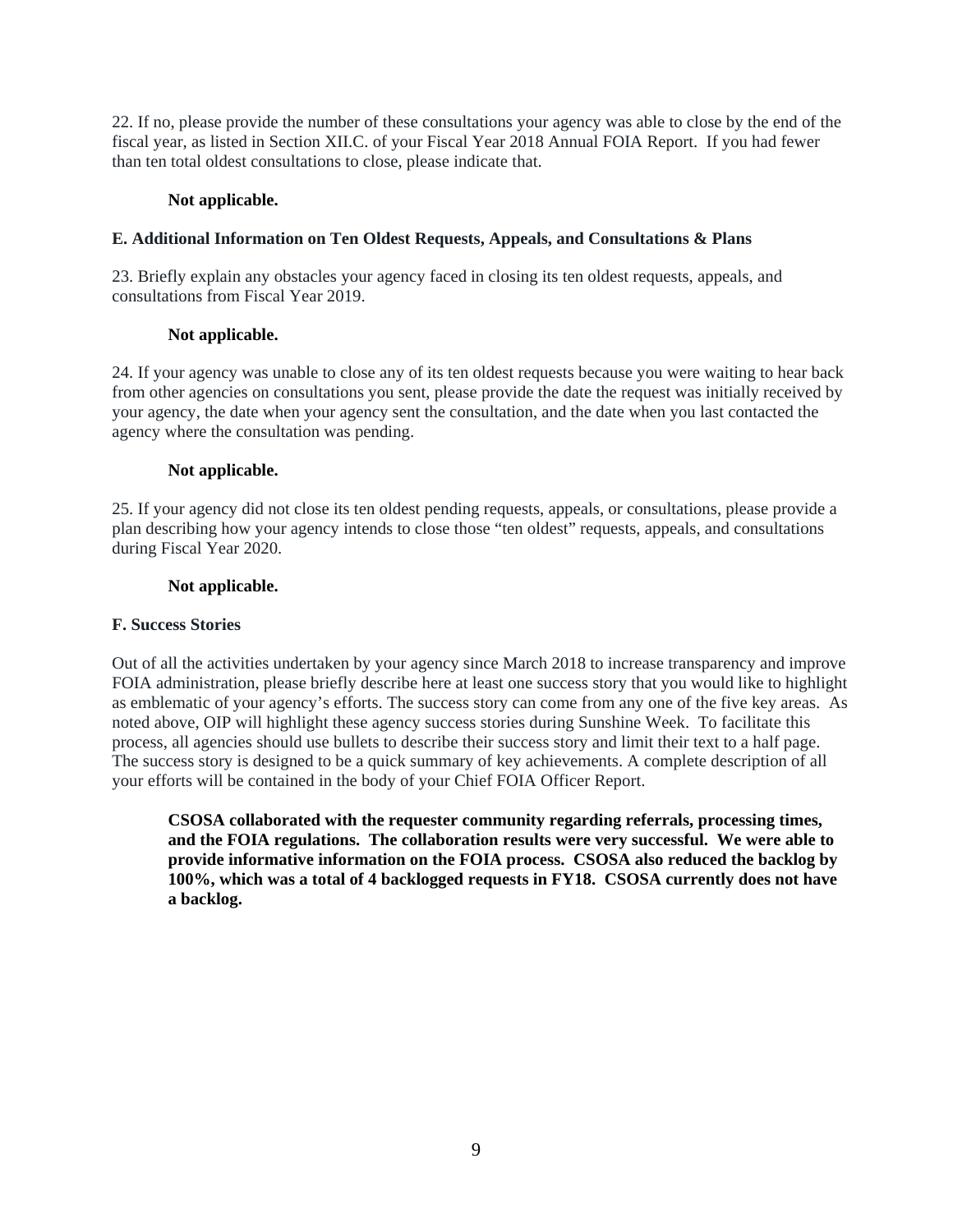22. If no, please provide the number of these consultations your agency was able to close by the end of the fiscal year, as listed in Section XII.C. of your Fiscal Year 2018 Annual FOIA Report. If you had fewer than ten total oldest consultations to close, please indicate that.

**Not applicable.**

**E. Additional Information on Ten Oldest Requests, Appeals, and Consultations & Plans**

23. Briefly explain any obstacles your agency faced in closing its ten oldest requests, appeals, and consultations from Fiscal Year 2019.

**Not applicable.**

24. If your agency was unable to close any of its ten oldest requests because you were waiting to hear back from other agencies on consultations you sent, please provide the date the request was initially received by your agency, the date when your agency sent the consultation, and the date when you last contacted the agency where the consultation was pending.

**Not applicable.**

25. If your agency did not close its ten oldest pending requests, appeals, or consultations, please provide a plan describing how your agency intends to close those "ten oldest" requests, appeals, and consultations during Fiscal Year 2020.

**Not applicable.**

**F. Success Stories**

Out of all the activities undertaken by your agency since March 2018 to increase transparency and improve FOIA administration, please briefly describe here at least one success story that you would like to highlight as emblematic of your agency's efforts. The success story can come from any one of the five key areas. As noted above, OIP will highlight these agency success stories during Sunshine Week. To facilitate this process, all agencies should use bullets to describe their success story and limit their text to a half page. The success story is designed to be a quick summary of key achievements. A complete description of all your efforts will be contained in the body of your Chief FOIA Officer Report.

**CSOSA collaborated with the requester community regarding referrals, processing times, and the FOIA regulations. The collaboration results were very successful. We were able to provide informative information on the FOIA process. CSOSA also reduced the backlog by 100%, which was a total of 4 backlogged requests in FY18. CSOSA currently does not have a backlog.**